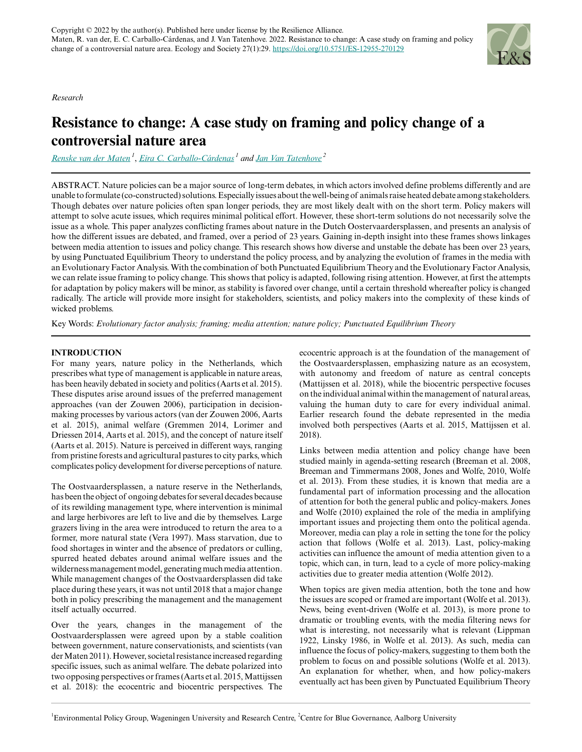Copyright © 2022 by the author(s). Published here under license by the Resilience Alliance.
Maten, R. van der, E. C. Carballo-Cárdenas, and J. Van Tatenhove. 2022. Resistance to change: A case study on framing and policy change of a controversial nature area. Ecology and Society 27(1):29. https://doi.org/10.5751/ES-12955-270129

*Research*

# Resistance to change: A case study on framing and policy change of a controversial nature area

Renske van der Maten [1], Eira C. Carballo-Cárdenas [1] and Jan Van Tatenhove [2]

ABSTRACT. Nature policies can be a major source of long-term debates, in which actors involved define problems differently and are unable to formulate (co-constructed) solutions. Especially issues about the well-being of animals raise heated debate among stakeholders. Though debates over nature policies often span longer periods, they are most likely dealt with on the short term. Policy makers will attempt to solve acute issues, which requires minimal political effort. However, these short-term solutions do not necessarily solve the issue as a whole. This paper analyzes conflicting frames about nature in the Dutch Oostervaardersplassen, and presents an analysis of how the different issues are debated, and framed, over a period of 23 years. Gaining in-depth insight into these frames shows linkages between media attention to issues and policy change. This research shows how diverse and unstable the debate has been over 23 years, by using Punctuated Equilibrium Theory to understand the policy process, and by analyzing the evolution of frames in the media with an Evolutionary Factor Analysis. With the combination of both Punctuated Equilibrium Theory and the Evolutionary Factor Analysis, we can relate issue framing to policy change. This shows that policy is adapted, following rising attention. However, at first the attempts for adaptation by policy makers will be minor, as stability is favored over change, until a certain threshold whereafter policy is changed radically. The article will provide more insight for stakeholders, scientists, and policy makers into the complexity of these kinds of wicked problems.

Key Words: *Evolutionary factor analysis; framing; media attention; nature policy; Punctuated Equilibrium Theory*

## INTRODUCTION

For many years, nature policy in the Netherlands, which prescribes what type of management is applicable in nature areas, has been heavily debated in society and politics (Aarts et al. 2015). These disputes arise around issues of the preferred management approaches (van der Zouwen 2006), participation in decision-making processes by various actors (van der Zouwen 2006, Aarts et al. 2015), animal welfare (Gremmen 2014, Lorimer and Driessen 2014, Aarts et al. 2015), and the concept of nature itself (Aarts et al. 2015). Nature is perceived in different ways, ranging from pristine forests and agricultural pastures to city parks, which complicates policy development for diverse perceptions of nature.

The Oostvaardersplassen, a nature reserve in the Netherlands, has been the object of ongoing debates for several decades because of its rewilding management type, where intervention is minimal and large herbivores are left to live and die by themselves. Large grazers living in the area were introduced to return the area to a former, more natural state (Vera 1997). Mass starvation, due to food shortages in winter and the absence of predators or culling, spurred heated debates around animal welfare issues and the wilderness management model, generating much media attention. While management changes of the Oostvaardersplassen did take place during these years, it was not until 2018 that a major change both in policy prescribing the management and the management itself actually occurred.

Over the years, changes in the management of the Oostvaardersplassen were agreed upon by a stable coalition between government, nature conservationists, and scientists (van der Maten 2011). However, societal resistance increased regarding specific issues, such as animal welfare. The debate polarized into two opposing perspectives or frames (Aarts et al. 2015, Mattijssen et al. 2018): the ecocentric and biocentric perspectives. The ecocentric approach is at the foundation of the management of the Oostvaardersplassen, emphasizing nature as an ecosystem, with autonomy and freedom of nature as central concepts (Mattijssen et al. 2018), while the biocentric perspective focuses on the individual animal within the management of natural areas, valuing the human duty to care for every individual animal. Earlier research found the debate represented in the media involved both perspectives (Aarts et al. 2015, Mattijssen et al. 2018).

Links between media attention and policy change have been studied mainly in agenda-setting research (Breeman et al. 2008, Breeman and Timmermans 2008, Jones and Wolfe, 2010, Wolfe et al. 2013). From these studies, it is known that media are a fundamental part of information processing and the allocation of attention for both the general public and policy-makers. Jones and Wolfe (2010) explained the role of the media in amplifying important issues and projecting them onto the political agenda. Moreover, media can play a role in setting the tone for the policy action that follows (Wolfe et al. 2013). Last, policy-making activities can influence the amount of media attention given to a topic, which can, in turn, lead to a cycle of more policy-making activities due to greater media attention (Wolfe 2012).

When topics are given media attention, both the tone and how the issues are scoped or framed are important (Wolfe et al. 2013). News, being event-driven (Wolfe et al. 2013), is more prone to dramatic or troubling events, with the media filtering news for what is interesting, not necessarily what is relevant (Lippman 1922, Linsky 1986, in Wolfe et al. 2013). As such, media can influence the focus of policy-makers, suggesting to them both the problem to focus on and possible solutions (Wolfe et al. 2013). An explanation for whether, when, and how policy-makers eventually act has been given by Punctuated Equilibrium Theory

[1] Environmental Policy Group, Wageningen University and Research Centre, [2] Centre for Blue Governance, Aalborg University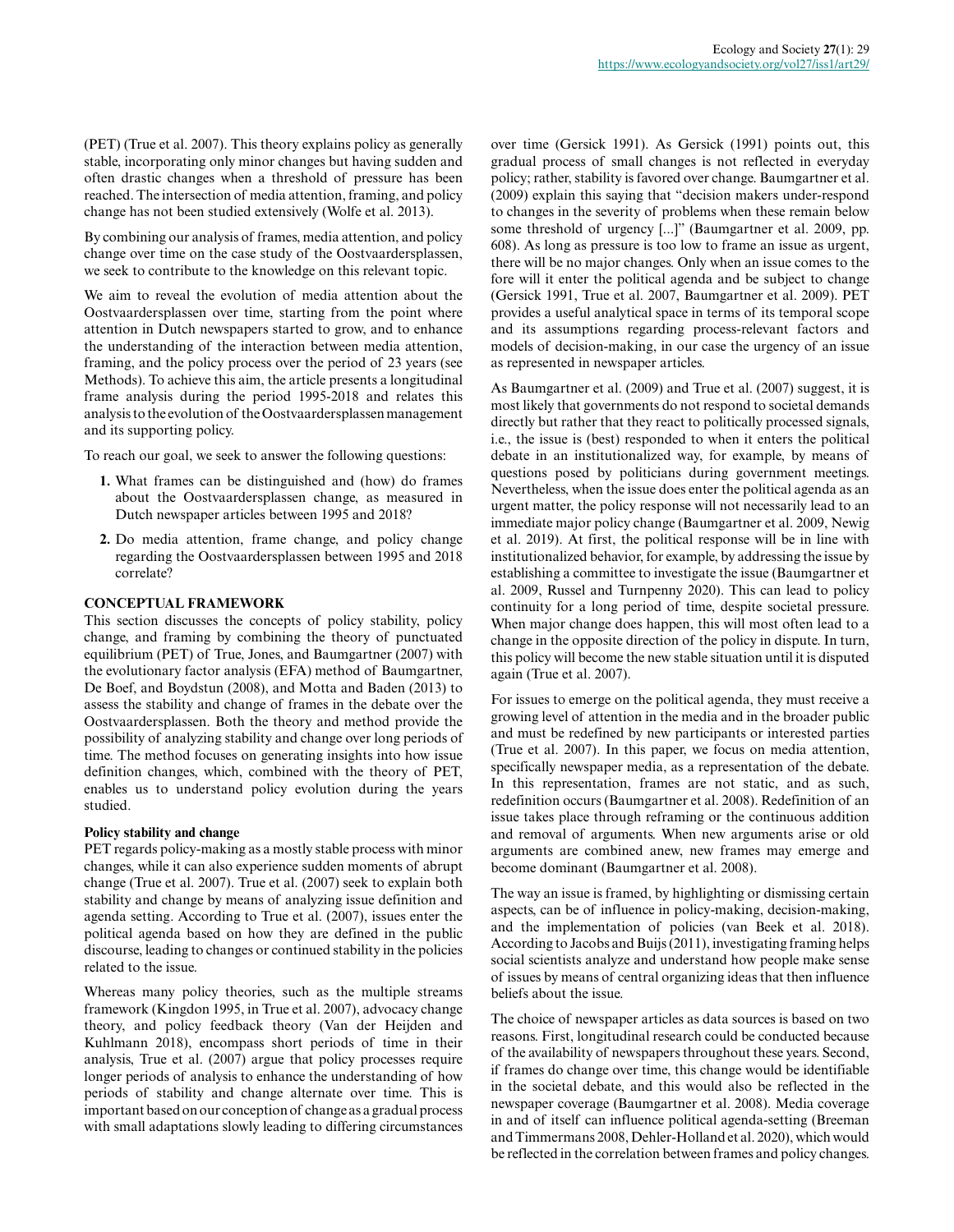(PET) (True et al. 2007). This theory explains policy as generally stable, incorporating only minor changes but having sudden and often drastic changes when a threshold of pressure has been reached. The intersection of media attention, framing, and policy change has not been studied extensively (Wolfe et al. 2013).

By combining our analysis of frames, media attention, and policy change over time on the case study of the Oostvaardersplassen, we seek to contribute to the knowledge on this relevant topic.

We aim to reveal the evolution of media attention about the Oostvaardersplassen over time, starting from the point where attention in Dutch newspapers started to grow, and to enhance the understanding of the interaction between media attention, framing, and the policy process over the period of 23 years (see Methods). To achieve this aim, the article presents a longitudinal frame analysis during the period 1995-2018 and relates this analysis to the evolution of the Oostvaardersplassen management and its supporting policy.

To reach our goal, we seek to answer the following questions:

1. What frames can be distinguished and (how) do frames about the Oostvaardersplassen change, as measured in Dutch newspaper articles between 1995 and 2018?
2. Do media attention, frame change, and policy change regarding the Oostvaardersplassen between 1995 and 2018 correlate?

## CONCEPTUAL FRAMEWORK

This section discusses the concepts of policy stability, policy change, and framing by combining the theory of punctuated equilibrium (PET) of True, Jones, and Baumgartner (2007) with the evolutionary factor analysis (EFA) method of Baumgartner, De Boef, and Boydstun (2008), and Motta and Baden (2013) to assess the stability and change of frames in the debate over the Oostvaardersplassen. Both the theory and method provide the possibility of analyzing stability and change over long periods of time. The method focuses on generating insights into how issue definition changes, which, combined with the theory of PET, enables us to understand policy evolution during the years studied.

### Policy stability and change

PET regards policy-making as a mostly stable process with minor changes, while it can also experience sudden moments of abrupt change (True et al. 2007). True et al. (2007) seek to explain both stability and change by means of analyzing issue definition and agenda setting. According to True et al. (2007), issues enter the political agenda based on how they are defined in the public discourse, leading to changes or continued stability in the policies related to the issue.

Whereas many policy theories, such as the multiple streams framework (Kingdon 1995, in True et al. 2007), advocacy change theory, and policy feedback theory (Van der Heijden and Kuhlmann 2018), encompass short periods of time in their analysis, True et al. (2007) argue that policy processes require longer periods of analysis to enhance the understanding of how periods of stability and change alternate over time. This is important based on our conception of change as a gradual process with small adaptations slowly leading to differing circumstances over time (Gersick 1991). As Gersick (1991) points out, this gradual process of small changes is not reflected in everyday policy; rather, stability is favored over change. Baumgartner et al. (2009) explain this saying that "decision makers under-respond to changes in the severity of problems when these remain below some threshold of urgency [...]" (Baumgartner et al. 2009, pp. 608). As long as pressure is too low to frame an issue as urgent, there will be no major changes. Only when an issue comes to the fore will it enter the political agenda and be subject to change (Gersick 1991, True et al. 2007, Baumgartner et al. 2009). PET provides a useful analytical space in terms of its temporal scope and its assumptions regarding process-relevant factors and models of decision-making, in our case the urgency of an issue as represented in newspaper articles.

As Baumgartner et al. (2009) and True et al. (2007) suggest, it is most likely that governments do not respond to societal demands directly but rather that they react to politically processed signals, i.e., the issue is (best) responded to when it enters the political debate in an institutionalized way, for example, by means of questions posed by politicians during government meetings. Nevertheless, when the issue does enter the political agenda as an urgent matter, the policy response will not necessarily lead to an immediate major policy change (Baumgartner et al. 2009, Newig et al. 2019). At first, the political response will be in line with institutionalized behavior, for example, by addressing the issue by establishing a committee to investigate the issue (Baumgartner et al. 2009, Russel and Turnpenny 2020). This can lead to policy continuity for a long period of time, despite societal pressure. When major change does happen, this will most often lead to a change in the opposite direction of the policy in dispute. In turn, this policy will become the new stable situation until it is disputed again (True et al. 2007).

For issues to emerge on the political agenda, they must receive a growing level of attention in the media and in the broader public and must be redefined by new participants or interested parties (True et al. 2007). In this paper, we focus on media attention, specifically newspaper media, as a representation of the debate. In this representation, frames are not static, and as such, redefinition occurs (Baumgartner et al. 2008). Redefinition of an issue takes place through reframing or the continuous addition and removal of arguments. When new arguments arise or old arguments are combined anew, new frames may emerge and become dominant (Baumgartner et al. 2008).

The way an issue is framed, by highlighting or dismissing certain aspects, can be of influence in policy-making, decision-making, and the implementation of policies (van Beek et al. 2018). According to Jacobs and Buijs (2011), investigating framing helps social scientists analyze and understand how people make sense of issues by means of central organizing ideas that then influence beliefs about the issue.

The choice of newspaper articles as data sources is based on two reasons. First, longitudinal research could be conducted because of the availability of newspapers throughout these years. Second, if frames do change over time, this change would be identifiable in the societal debate, and this would also be reflected in the newspaper coverage (Baumgartner et al. 2008). Media coverage in and of itself can influence political agenda-setting (Breeman and Timmermans 2008, Dehler-Holland et al. 2020), which would be reflected in the correlation between frames and policy changes.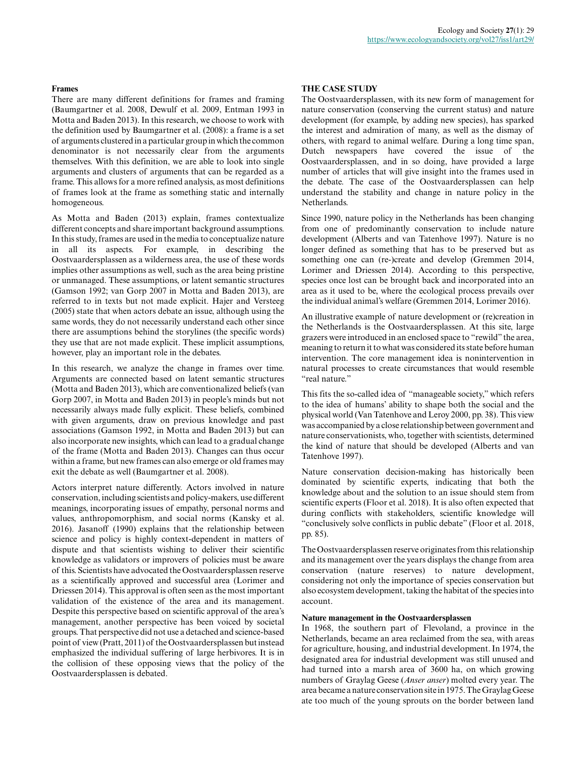### Frames

There are many different definitions for frames and framing (Baumgartner et al. 2008, Dewulf et al. 2009, Entman 1993 in Motta and Baden 2013). In this research, we choose to work with the definition used by Baumgartner et al. (2008): a frame is a set of arguments clustered in a particular group in which the common denominator is not necessarily clear from the arguments themselves. With this definition, we are able to look into single arguments and clusters of arguments that can be regarded as a frame. This allows for a more refined analysis, as most definitions of frames look at the frame as something static and internally homogeneous.

As Motta and Baden (2013) explain, frames contextualize different concepts and share important background assumptions. In this study, frames are used in the media to conceptualize nature in all its aspects. For example, in describing the Oostvaardersplassen as a wilderness area, the use of these words implies other assumptions as well, such as the area being pristine or unmanaged. These assumptions, or latent semantic structures (Gamson 1992; van Gorp 2007 in Motta and Baden 2013), are referred to in texts but not made explicit. Hajer and Versteeg (2005) state that when actors debate an issue, although using the same words, they do not necessarily understand each other since there are assumptions behind the storylines (the specific words) they use that are not made explicit. These implicit assumptions, however, play an important role in the debates.

In this research, we analyze the change in frames over time. Arguments are connected based on latent semantic structures (Motta and Baden 2013), which are conventionalized beliefs (van Gorp 2007, in Motta and Baden 2013) in people's minds but not necessarily always made fully explicit. These beliefs, combined with given arguments, draw on previous knowledge and past associations (Gamson 1992, in Motta and Baden 2013) but can also incorporate new insights, which can lead to a gradual change of the frame (Motta and Baden 2013). Changes can thus occur within a frame, but new frames can also emerge or old frames may exit the debate as well (Baumgartner et al. 2008).

Actors interpret nature differently. Actors involved in nature conservation, including scientists and policy-makers, use different meanings, incorporating issues of empathy, personal norms and values, anthropomorphism, and social norms (Kansky et al. 2016). Jasanoff (1990) explains that the relationship between science and policy is highly context-dependent in matters of dispute and that scientists wishing to deliver their scientific knowledge as validators or improvers of policies must be aware of this. Scientists have advocated the Oostvaardersplassen reserve as a scientifically approved and successful area (Lorimer and Driessen 2014). This approval is often seen as the most important validation of the existence of the area and its management. Despite this perspective based on scientific approval of the area's management, another perspective has been voiced by societal groups. That perspective did not use a detached and science-based point of view (Pratt, 2011) of the Oostvaardersplassen but instead emphasized the individual suffering of large herbivores. It is in the collision of these opposing views that the policy of the Oostvaardersplassen is debated.

## THE CASE STUDY

The Oostvaardersplassen, with its new form of management for nature conservation (conserving the current status) and nature development (for example, by adding new species), has sparked the interest and admiration of many, as well as the dismay of others, with regard to animal welfare. During a long time span, Dutch newspapers have covered the issue of the Oostvaardersplassen, and in so doing, have provided a large number of articles that will give insight into the frames used in the debate. The case of the Oostvaardersplassen can help understand the stability and change in nature policy in the Netherlands.

Since 1990, nature policy in the Netherlands has been changing from one of predominantly conservation to include nature development (Alberts and van Tatenhove 1997). Nature is no longer defined as something that has to be preserved but as something one can (re-)create and develop (Gremmen 2014, Lorimer and Driessen 2014). According to this perspective, species once lost can be brought back and incorporated into an area as it used to be, where the ecological process prevails over the individual animal's welfare (Gremmen 2014, Lorimer 2016).

An illustrative example of nature development or (re)creation in the Netherlands is the Oostvaardersplassen. At this site, large grazers were introduced in an enclosed space to "rewild" the area, meaning to return it to what was considered its state before human intervention. The core management idea is nonintervention in natural processes to create circumstances that would resemble "real nature."

This fits the so-called idea of "manageable society," which refers to the idea of humans' ability to shape both the social and the physical world (Van Tatenhove and Leroy 2000, pp. 38). This view was accompanied by a close relationship between government and nature conservationists, who, together with scientists, determined the kind of nature that should be developed (Alberts and van Tatenhove 1997).

Nature conservation decision-making has historically been dominated by scientific experts, indicating that both the knowledge about and the solution to an issue should stem from scientific experts (Floor et al. 2018). It is also often expected that during conflicts with stakeholders, scientific knowledge will "conclusively solve conflicts in public debate" (Floor et al. 2018, pp. 85).

The Oostvaardersplassen reserve originates from this relationship and its management over the years displays the change from area conservation (nature reserves) to nature development, considering not only the importance of species conservation but also ecosystem development, taking the habitat of the species into account.

### Nature management in the Oostvaardersplassen

In 1968, the southern part of Flevoland, a province in the Netherlands, became an area reclaimed from the sea, with areas for agriculture, housing, and industrial development. In 1974, the designated area for industrial development was still unused and had turned into a marsh area of 3600 ha, on which growing numbers of Graylag Geese (*Anser anser*) molted every year. The area became a nature conservation site in 1975. The Graylag Geese ate too much of the young sprouts on the border between land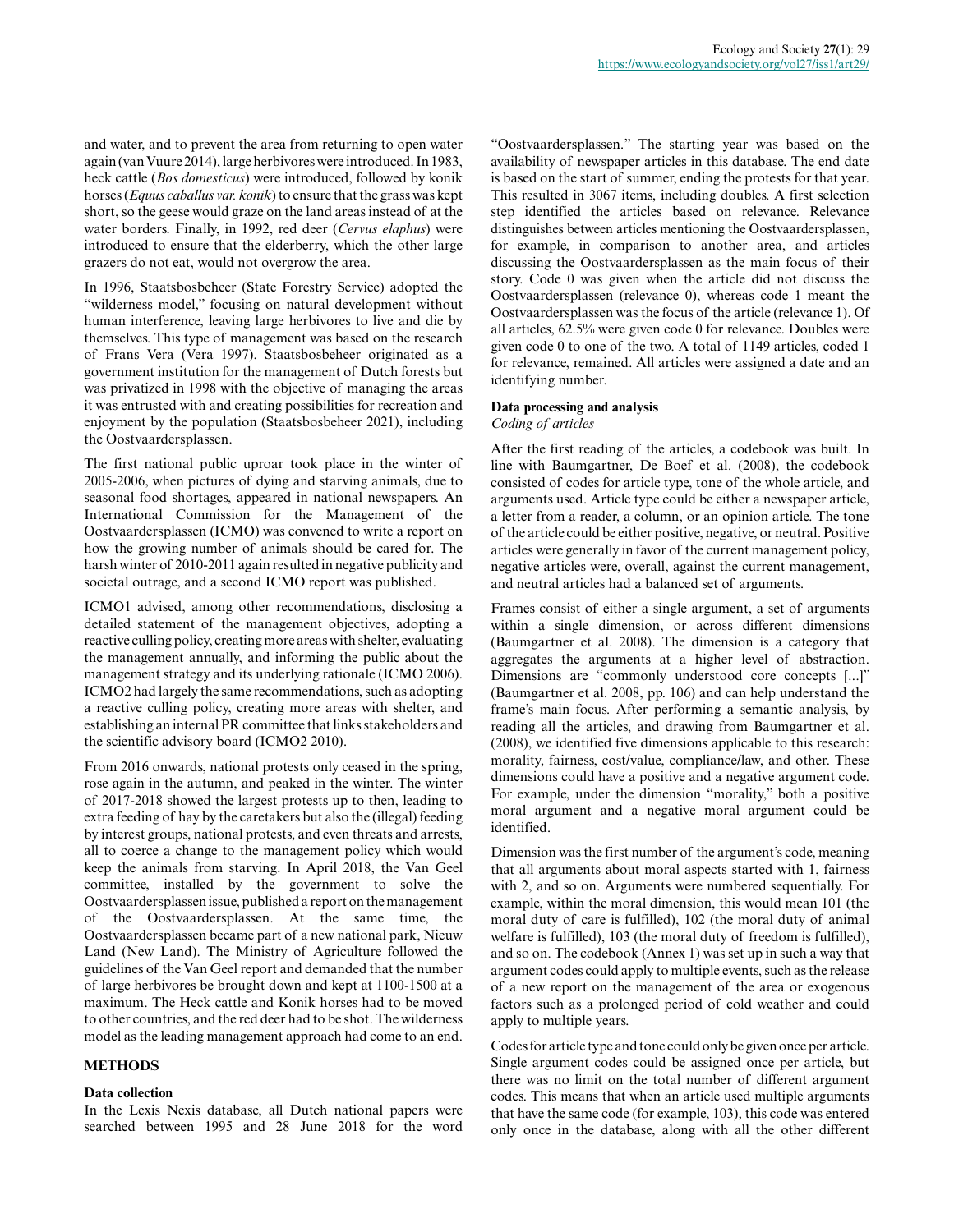and water, and to prevent the area from returning to open water again (van Vuure 2014), large herbivores were introduced. In 1983, heck cattle (*Bos domesticus*) were introduced, followed by konik horses (*Equus caballus var. konik*) to ensure that the grass was kept short, so the geese would graze on the land areas instead of at the water borders. Finally, in 1992, red deer (*Cervus elaphus*) were introduced to ensure that the elderberry, which the other large grazers do not eat, would not overgrow the area.

In 1996, Staatsbosbeheer (State Forestry Service) adopted the "wilderness model," focusing on natural development without human interference, leaving large herbivores to live and die by themselves. This type of management was based on the research of Frans Vera (Vera 1997). Staatsbosbeheer originated as a government institution for the management of Dutch forests but was privatized in 1998 with the objective of managing the areas it was entrusted with and creating possibilities for recreation and enjoyment by the population (Staatsbosbeheer 2021), including the Oostvaardersplassen.

The first national public uproar took place in the winter of 2005-2006, when pictures of dying and starving animals, due to seasonal food shortages, appeared in national newspapers. An International Commission for the Management of the Oostvaardersplassen (ICMO) was convened to write a report on how the growing number of animals should be cared for. The harsh winter of 2010-2011 again resulted in negative publicity and societal outrage, and a second ICMO report was published.

ICMO1 advised, among other recommendations, disclosing a detailed statement of the management objectives, adopting a reactive culling policy, creating more areas with shelter, evaluating the management annually, and informing the public about the management strategy and its underlying rationale (ICMO 2006). ICMO2 had largely the same recommendations, such as adopting a reactive culling policy, creating more areas with shelter, and establishing an internal PR committee that links stakeholders and the scientific advisory board (ICMO2 2010).

From 2016 onwards, national protests only ceased in the spring, rose again in the autumn, and peaked in the winter. The winter of 2017-2018 showed the largest protests up to then, leading to extra feeding of hay by the caretakers but also the (illegal) feeding by interest groups, national protests, and even threats and arrests, all to coerce a change to the management policy which would keep the animals from starving. In April 2018, the Van Geel committee, installed by the government to solve the Oostvaardersplassen issue, published a report on the management of the Oostvaardersplassen. At the same time, the Oostvaardersplassen became part of a new national park, Nieuw Land (New Land). The Ministry of Agriculture followed the guidelines of the Van Geel report and demanded that the number of large herbivores be brought down and kept at 1100-1500 at a maximum. The Heck cattle and Konik horses had to be moved to other countries, and the red deer had to be shot. The wilderness model as the leading management approach had come to an end.

## METHODS

### Data collection

In the Lexis Nexis database, all Dutch national papers were searched between 1995 and 28 June 2018 for the word "Oostvaardersplassen." The starting year was based on the availability of newspaper articles in this database. The end date is based on the start of summer, ending the protests for that year. This resulted in 3067 items, including doubles. A first selection step identified the articles based on relevance. Relevance distinguishes between articles mentioning the Oostvaardersplassen, for example, in comparison to another area, and articles discussing the Oostvaardersplassen as the main focus of their story. Code 0 was given when the article did not discuss the Oostvaardersplassen (relevance 0), whereas code 1 meant the Oostvaardersplassen was the focus of the article (relevance 1). Of all articles, 62.5% were given code 0 for relevance. Doubles were given code 0 to one of the two. A total of 1149 articles, coded 1 for relevance, remained. All articles were assigned a date and an identifying number.

### Data processing and analysis

*Coding of articles*

After the first reading of the articles, a codebook was built. In line with Baumgartner, De Boef et al. (2008), the codebook consisted of codes for article type, tone of the whole article, and arguments used. Article type could be either a newspaper article, a letter from a reader, a column, or an opinion article. The tone of the article could be either positive, negative, or neutral. Positive articles were generally in favor of the current management policy, negative articles were, overall, against the current management, and neutral articles had a balanced set of arguments.

Frames consist of either a single argument, a set of arguments within a single dimension, or across different dimensions (Baumgartner et al. 2008). The dimension is a category that aggregates the arguments at a higher level of abstraction. Dimensions are "commonly understood core concepts [...]" (Baumgartner et al. 2008, pp. 106) and can help understand the frame's main focus. After performing a semantic analysis, by reading all the articles, and drawing from Baumgartner et al. (2008), we identified five dimensions applicable to this research: morality, fairness, cost/value, compliance/law, and other. These dimensions could have a positive and a negative argument code. For example, under the dimension "morality," both a positive moral argument and a negative moral argument could be identified.

Dimension was the first number of the argument's code, meaning that all arguments about moral aspects started with 1, fairness with 2, and so on. Arguments were numbered sequentially. For example, within the moral dimension, this would mean 101 (the moral duty of care is fulfilled), 102 (the moral duty of animal welfare is fulfilled), 103 (the moral duty of freedom is fulfilled), and so on. The codebook (Annex 1) was set up in such a way that argument codes could apply to multiple events, such as the release of a new report on the management of the area or exogenous factors such as a prolonged period of cold weather and could apply to multiple years.

Codes for article type and tone could only be given once per article. Single argument codes could be assigned once per article, but there was no limit on the total number of different argument codes. This means that when an article used multiple arguments that have the same code (for example, 103), this code was entered only once in the database, along with all the other different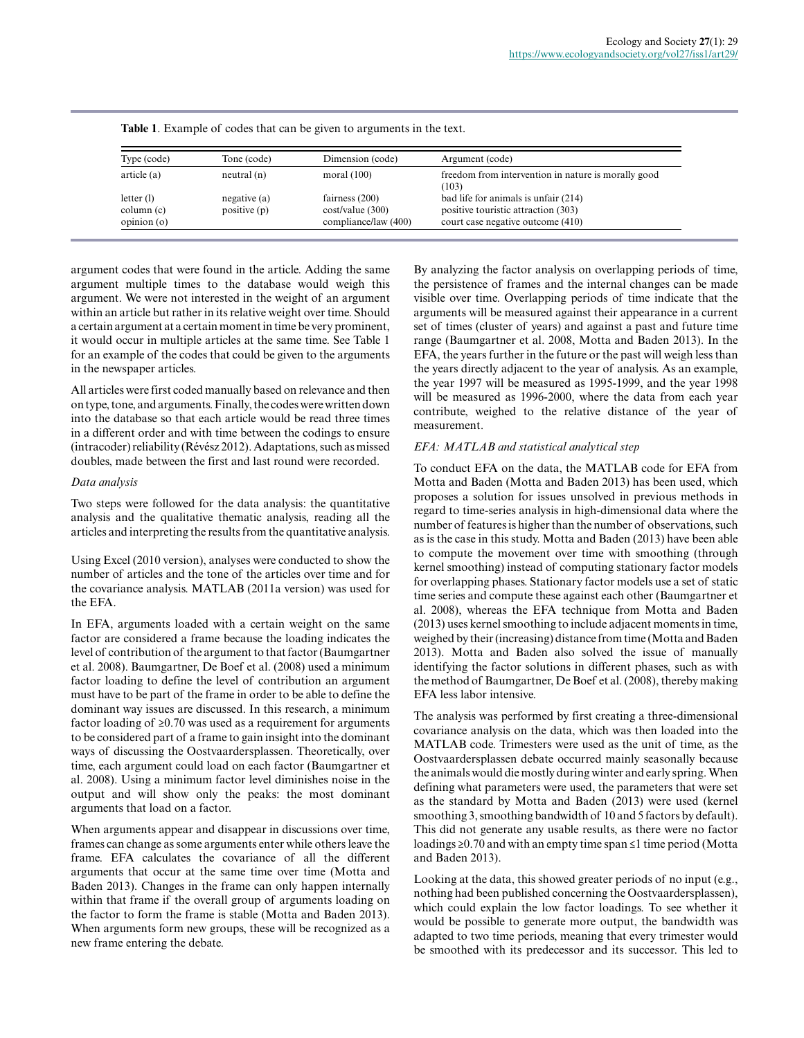**Table 1**. Example of codes that can be given to arguments in the text.

| Type (code) | Tone (code) | Dimension (code) | Argument (code) |
|---|---|---|---|
| article (a) | neutral (n) | moral (100) | freedom from intervention in nature is morally good (103) |
| letter (l) | negative (a) | fairness (200) | bad life for animals is unfair (214) |
| column (c) | positive (p) | cost/value (300) | positive touristic attraction (303) |
| opinion (o) | | compliance/law (400) | court case negative outcome (410) |

argument codes that were found in the article. Adding the same argument multiple times to the database would weigh this argument. We were not interested in the weight of an argument within an article but rather in its relative weight over time. Should a certain argument at a certain moment in time be very prominent, it would occur in multiple articles at the same time. See Table 1 for an example of the codes that could be given to the arguments in the newspaper articles.

All articles were first coded manually based on relevance and then on type, tone, and arguments. Finally, the codes were written down into the database so that each article would be read three times in a different order and with time between the codings to ensure (intracoder) reliability (Révész 2012). Adaptations, such as missed doubles, made between the first and last round were recorded.

*Data analysis*

Two steps were followed for the data analysis: the quantitative analysis and the qualitative thematic analysis, reading all the articles and interpreting the results from the quantitative analysis.

Using Excel (2010 version), analyses were conducted to show the number of articles and the tone of the articles over time and for the covariance analysis. MATLAB (2011a version) was used for the EFA.

In EFA, arguments loaded with a certain weight on the same factor are considered a frame because the loading indicates the level of contribution of the argument to that factor (Baumgartner et al. 2008). Baumgartner, De Boef et al. (2008) used a minimum factor loading to define the level of contribution an argument must have to be part of the frame in order to be able to define the dominant way issues are discussed. In this research, a minimum factor loading of ≥0.70 was used as a requirement for arguments to be considered part of a frame to gain insight into the dominant ways of discussing the Oostvaardersplassen. Theoretically, over time, each argument could load on each factor (Baumgartner et al. 2008). Using a minimum factor level diminishes noise in the output and will show only the peaks: the most dominant arguments that load on a factor.

When arguments appear and disappear in discussions over time, frames can change as some arguments enter while others leave the frame. EFA calculates the covariance of all the different arguments that occur at the same time over time (Motta and Baden 2013). Changes in the frame can only happen internally within that frame if the overall group of arguments loading on the factor to form the frame is stable (Motta and Baden 2013). When arguments form new groups, these will be recognized as a new frame entering the debate.

By analyzing the factor analysis on overlapping periods of time, the persistence of frames and the internal changes can be made visible over time. Overlapping periods of time indicate that the arguments will be measured against their appearance in a current set of times (cluster of years) and against a past and future time range (Baumgartner et al. 2008, Motta and Baden 2013). In the EFA, the years further in the future or the past will weigh less than the years directly adjacent to the year of analysis. As an example, the year 1997 will be measured as 1995-1999, and the year 1998 will be measured as 1996-2000, where the data from each year contribute, weighed to the relative distance of the year of measurement.

*EFA: MATLAB and statistical analytical step*

To conduct EFA on the data, the MATLAB code for EFA from Motta and Baden (Motta and Baden 2013) has been used, which proposes a solution for issues unsolved in previous methods in regard to time-series analysis in high-dimensional data where the number of features is higher than the number of observations, such as is the case in this study. Motta and Baden (2013) have been able to compute the movement over time with smoothing (through kernel smoothing) instead of computing stationary factor models for overlapping phases. Stationary factor models use a set of static time series and compute these against each other (Baumgartner et al. 2008), whereas the EFA technique from Motta and Baden (2013) uses kernel smoothing to include adjacent moments in time, weighed by their (increasing) distance from time (Motta and Baden 2013). Motta and Baden also solved the issue of manually identifying the factor solutions in different phases, such as with the method of Baumgartner, De Boef et al. (2008), thereby making EFA less labor intensive.

The analysis was performed by first creating a three-dimensional covariance analysis on the data, which was then loaded into the MATLAB code. Trimesters were used as the unit of time, as the Oostvaardersplassen debate occurred mainly seasonally because the animals would die mostly during winter and early spring. When defining what parameters were used, the parameters that were set as the standard by Motta and Baden (2013) were used (kernel smoothing 3, smoothing bandwidth of 10 and 5 factors by default). This did not generate any usable results, as there were no factor loadings ≥0.70 and with an empty time span ≤1 time period (Motta and Baden 2013).

Looking at the data, this showed greater periods of no input (e.g., nothing had been published concerning the Oostvaardersplassen), which could explain the low factor loadings. To see whether it would be possible to generate more output, the bandwidth was adapted to two time periods, meaning that every trimester would be smoothed with its predecessor and its successor. This led to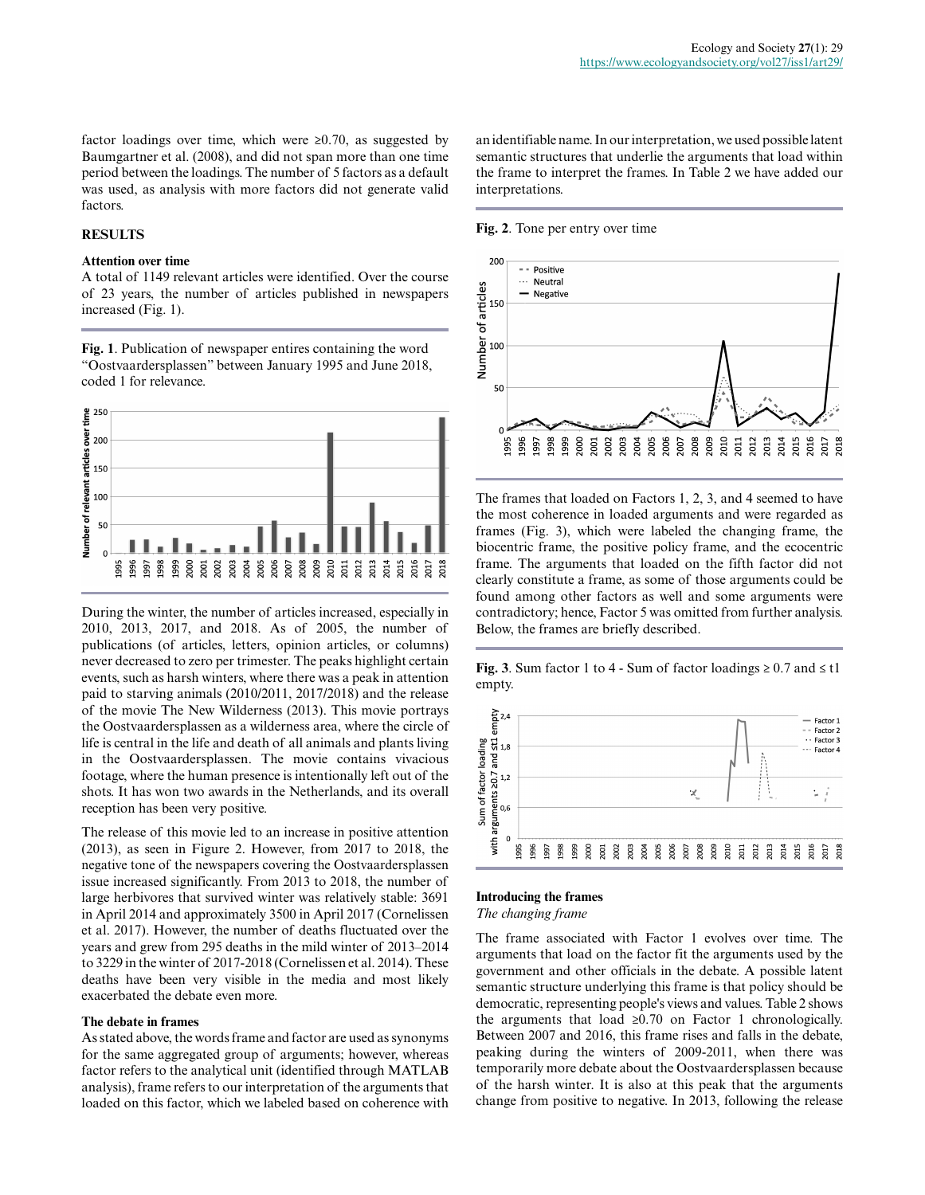factor loadings over time, which were ≥0.70, as suggested by Baumgartner et al. (2008), and did not span more than one time period between the loadings. The number of 5 factors as a default was used, as analysis with more factors did not generate valid factors.

## RESULTS

### Attention over time

A total of 1149 relevant articles were identified. Over the course of 23 years, the number of articles published in newspapers increased (Fig. 1).

**Fig. 1**. Publication of newspaper entires containing the word "Oostvaardersplassen" between January 1995 and June 2018, coded 1 for relevance.

During the winter, the number of articles increased, especially in 2010, 2013, 2017, and 2018. As of 2005, the number of publications (of articles, letters, opinion articles, or columns) never decreased to zero per trimester. The peaks highlight certain events, such as harsh winters, where there was a peak in attention paid to starving animals (2010/2011, 2017/2018) and the release of the movie The New Wilderness (2013). This movie portrays the Oostvaardersplassen as a wilderness area, where the circle of life is central in the life and death of all animals and plants living in the Oostvaardersplassen. The movie contains vivacious footage, where the human presence is intentionally left out of the shots. It has won two awards in the Netherlands, and its overall reception has been very positive.

The release of this movie led to an increase in positive attention (2013), as seen in Figure 2. However, from 2017 to 2018, the negative tone of the newspapers covering the Oostvaardersplassen issue increased significantly. From 2013 to 2018, the number of large herbivores that survived winter was relatively stable: 3691 in April 2014 and approximately 3500 in April 2017 (Cornelissen et al. 2017). However, the number of deaths fluctuated over the years and grew from 295 deaths in the mild winter of 2013–2014 to 3229 in the winter of 2017-2018 (Cornelissen et al. 2014). These deaths have been very visible in the media and most likely exacerbated the debate even more.

### The debate in frames

As stated above, the words frame and factor are used as synonyms for the same aggregated group of arguments; however, whereas factor refers to the analytical unit (identified through MATLAB analysis), frame refers to our interpretation of the arguments that loaded on this factor, which we labeled based on coherence with an identifiable name. In our interpretation, we used possible latent semantic structures that underlie the arguments that load within the frame to interpret the frames. In Table 2 we have added our interpretations.

**Fig. 2**. Tone per entry over time

The frames that loaded on Factors 1, 2, 3, and 4 seemed to have the most coherence in loaded arguments and were regarded as frames (Fig. 3), which were labeled the changing frame, the biocentric frame, the positive policy frame, and the ecocentric frame. The arguments that loaded on the fifth factor did not clearly constitute a frame, as some of those arguments could be found among other factors as well and some arguments were contradictory; hence, Factor 5 was omitted from further analysis. Below, the frames are briefly described.

**Fig. 3**. Sum factor 1 to 4 - Sum of factor loadings ≥ 0.7 and ≤ t1 empty.

### Introducing the frames

*The changing frame*

The frame associated with Factor 1 evolves over time. The arguments that load on the factor fit the arguments used by the government and other officials in the debate. A possible latent semantic structure underlying this frame is that policy should be democratic, representing people's views and values. Table 2 shows the arguments that load ≥0.70 on Factor 1 chronologically. Between 2007 and 2016, this frame rises and falls in the debate, peaking during the winters of 2009-2011, when there was temporarily more debate about the Oostvaardersplassen because of the harsh winter. It is also at this peak that the arguments change from positive to negative. In 2013, following the release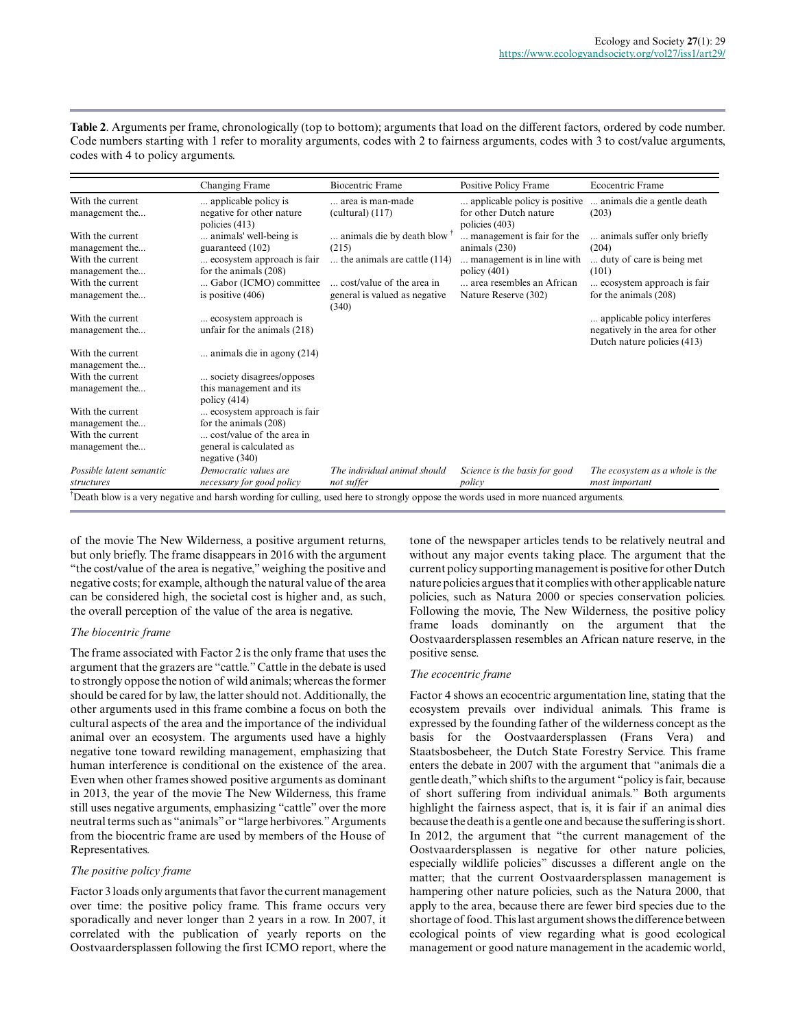**Table 2**. Arguments per frame, chronologically (top to bottom); arguments that load on the different factors, ordered by code number. Code numbers starting with 1 refer to morality arguments, codes with 2 to fairness arguments, codes with 3 to cost/value arguments, codes with 4 to policy arguments.

| | Changing Frame | Biocentric Frame | Positive Policy Frame | Ecocentric Frame |
|---|---|---|---|---|
| With the current management the... | ... applicable policy is negative for other nature policies (413) | ... area is man-made (cultural) (117) | ... applicable policy is positive for other Dutch nature policies (403) | ... animals die a gentle death (203) |
| With the current management the... | ... animals' well-being is guaranteed (102) | ... animals die by death blow † (215) | ... management is fair for the animals (230) | ... animals suffer only briefly (204) |
| With the current management the... | ... ecosystem approach is fair for the animals (208) | ... the animals are cattle (114) | ... management is in line with policy (401) | ... duty of care is being met (101) |
| With the current management the... | ... Gabor (ICMO) committee is positive (406) | ... cost/value of the area in general is valued as negative (340) | ... area resembles an African Nature Reserve (302) | ... ecosystem approach is fair for the animals (208) |
| With the current management the... | ... ecosystem approach is unfair for the animals (218) | | | ... applicable policy interferes negatively in the area for other Dutch nature policies (413) |
| With the current management the... | ... animals die in agony (214) | | | |
| With the current management the... | ... society disagrees/opposes this management and its policy (414) | | | |
| With the current management the... | ... ecosystem approach is fair for the animals (208) | | | |
| With the current management the... | ... cost/value of the area in general is calculated as negative (340) | | | |
| *Possible latent semantic structures* | *Democratic values are necessary for good policy* | *The individual animal should not suffer* | *Science is the basis for good policy* | *The ecosystem as a whole is the most important* |

†Death blow is a very negative and harsh wording for culling, used here to strongly oppose the words used in more nuanced arguments.

of the movie The New Wilderness, a positive argument returns, but only briefly. The frame disappears in 2016 with the argument "the cost/value of the area is negative," weighing the positive and negative costs; for example, although the natural value of the area can be considered high, the societal cost is higher and, as such, the overall perception of the value of the area is negative.

### *The biocentric frame*

The frame associated with Factor 2 is the only frame that uses the argument that the grazers are "cattle." Cattle in the debate is used to strongly oppose the notion of wild animals; whereas the former should be cared for by law, the latter should not. Additionally, the other arguments used in this frame combine a focus on both the cultural aspects of the area and the importance of the individual animal over an ecosystem. The arguments used have a highly negative tone toward rewilding management, emphasizing that human interference is conditional on the existence of the area. Even when other frames showed positive arguments as dominant in 2013, the year of the movie The New Wilderness, this frame still uses negative arguments, emphasizing "cattle" over the more neutral terms such as "animals" or "large herbivores." Arguments from the biocentric frame are used by members of the House of Representatives.

### *The positive policy frame*

Factor 3 loads only arguments that favor the current management over time: the positive policy frame. This frame occurs very sporadically and never longer than 2 years in a row. In 2007, it correlated with the publication of yearly reports on the Oostvaardersplassen following the first ICMO report, where the tone of the newspaper articles tends to be relatively neutral and without any major events taking place. The argument that the current policy supporting management is positive for other Dutch nature policies argues that it complies with other applicable nature policies, such as Natura 2000 or species conservation policies. Following the movie, The New Wilderness, the positive policy frame loads dominantly on the argument that the Oostvaardersplassen resembles an African nature reserve, in the positive sense.

### *The ecocentric frame*

Factor 4 shows an ecocentric argumentation line, stating that the ecosystem prevails over individual animals. This frame is expressed by the founding father of the wilderness concept as the basis for the Oostvaardersplassen (Frans Vera) and Staatsbosbeheer, the Dutch State Forestry Service. This frame enters the debate in 2007 with the argument that "animals die a gentle death," which shifts to the argument "policy is fair, because of short suffering from individual animals." Both arguments highlight the fairness aspect, that is, it is fair if an animal dies because the death is a gentle one and because the suffering is short. In 2012, the argument that "the current management of the Oostvaardersplassen is negative for other nature policies, especially wildlife policies" discusses a different angle on the matter; that the current Oostvaardersplassen management is hampering other nature policies, such as the Natura 2000, that apply to the area, because there are fewer bird species due to the shortage of food. This last argument shows the difference between ecological points of view regarding what is good ecological management or good nature management in the academic world,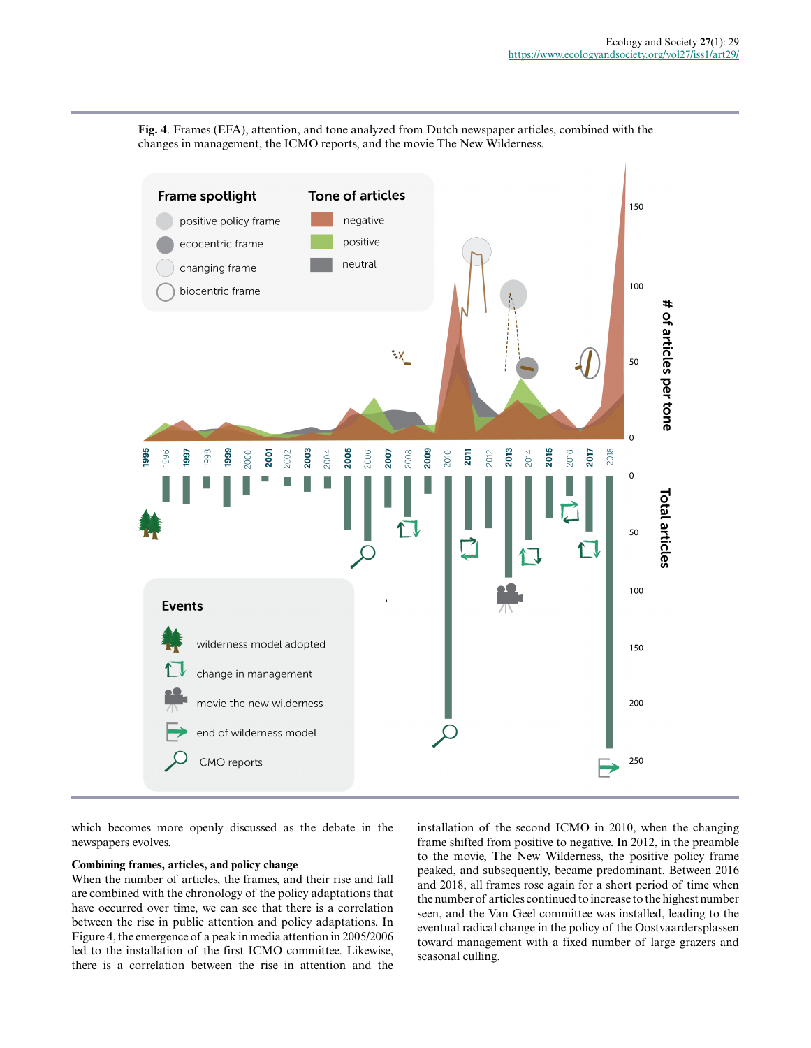**Fig. 4**. Frames (EFA), attention, and tone analyzed from Dutch newspaper articles, combined with the changes in management, the ICMO reports, and the movie The New Wilderness.

which becomes more openly discussed as the debate in the newspapers evolves.

**Combining frames, articles, and policy change**

When the number of articles, the frames, and their rise and fall are combined with the chronology of the policy adaptations that have occurred over time, we can see that there is a correlation between the rise in public attention and policy adaptations. In Figure 4, the emergence of a peak in media attention in 2005/2006 led to the installation of the first ICMO committee. Likewise, there is a correlation between the rise in attention and the installation of the second ICMO in 2010, when the changing frame shifted from positive to negative. In 2012, in the preamble to the movie, The New Wilderness, the positive policy frame peaked, and subsequently, became predominant. Between 2016 and 2018, all frames rose again for a short period of time when the number of articles continued to increase to the highest number seen, and the Van Geel committee was installed, leading to the eventual radical change in the policy of the Oostvaardersplassen toward management with a fixed number of large grazers and seasonal culling.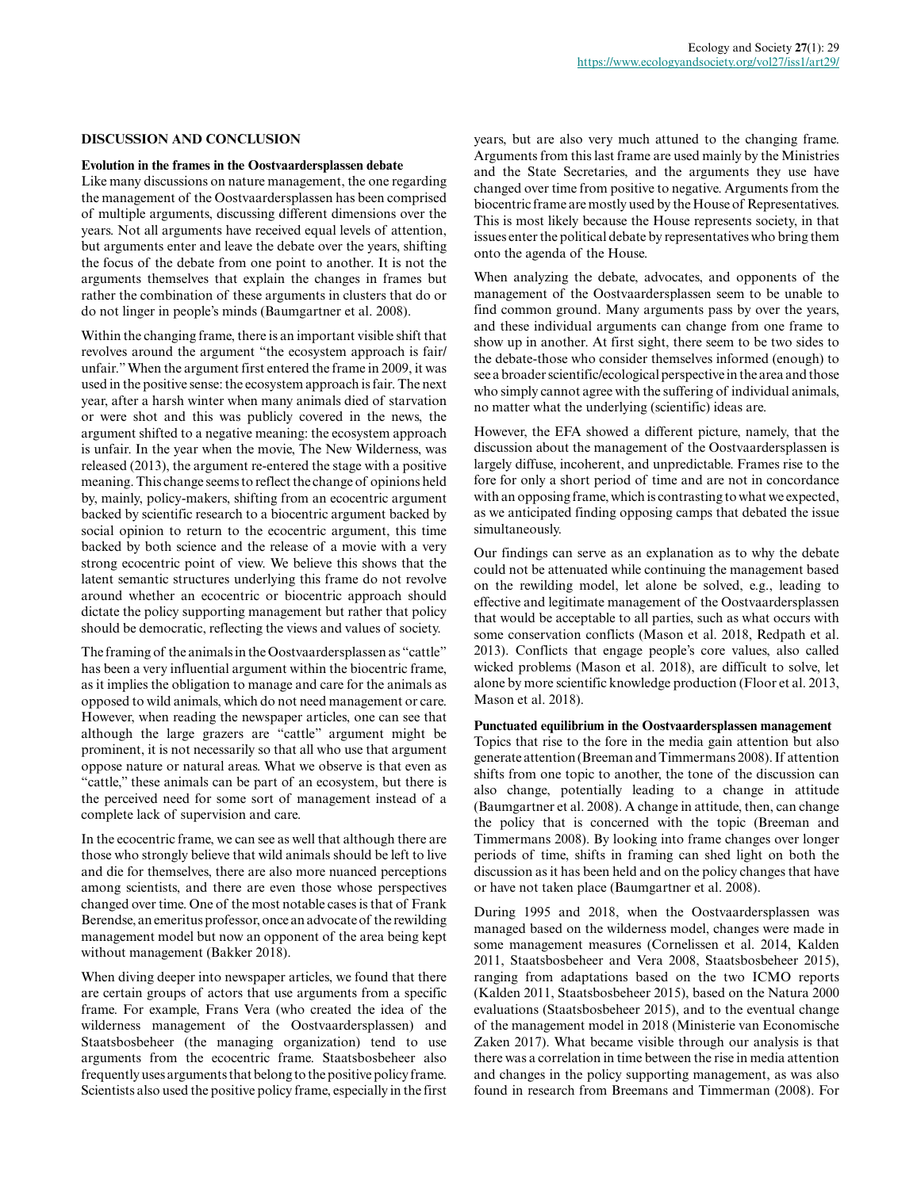## DISCUSSION AND CONCLUSION

### Evolution in the frames in the Oostvaardersplassen debate

Like many discussions on nature management, the one regarding the management of the Oostvaardersplassen has been comprised of multiple arguments, discussing different dimensions over the years. Not all arguments have received equal levels of attention, but arguments enter and leave the debate over the years, shifting the focus of the debate from one point to another. It is not the arguments themselves that explain the changes in frames but rather the combination of these arguments in clusters that do or do not linger in people's minds (Baumgartner et al. 2008).

Within the changing frame, there is an important visible shift that revolves around the argument "the ecosystem approach is fair/unfair." When the argument first entered the frame in 2009, it was used in the positive sense: the ecosystem approach is fair. The next year, after a harsh winter when many animals died of starvation or were shot and this was publicly covered in the news, the argument shifted to a negative meaning: the ecosystem approach is unfair. In the year when the movie, The New Wilderness, was released (2013), the argument re-entered the stage with a positive meaning. This change seems to reflect the change of opinions held by, mainly, policy-makers, shifting from an ecocentric argument backed by scientific research to a biocentric argument backed by social opinion to return to the ecocentric argument, this time backed by both science and the release of a movie with a very strong ecocentric point of view. We believe this shows that the latent semantic structures underlying this frame do not revolve around whether an ecocentric or biocentric approach should dictate the policy supporting management but rather that policy should be democratic, reflecting the views and values of society.

The framing of the animals in the Oostvaardersplassen as "cattle" has been a very influential argument within the biocentric frame, as it implies the obligation to manage and care for the animals as opposed to wild animals, which do not need management or care. However, when reading the newspaper articles, one can see that although the large grazers are "cattle" argument might be prominent, it is not necessarily so that all who use that argument oppose nature or natural areas. What we observe is that even as "cattle," these animals can be part of an ecosystem, but there is the perceived need for some sort of management instead of a complete lack of supervision and care.

In the ecocentric frame, we can see as well that although there are those who strongly believe that wild animals should be left to live and die for themselves, there are also more nuanced perceptions among scientists, and there are even those whose perspectives changed over time. One of the most notable cases is that of Frank Berendse, an emeritus professor, once an advocate of the rewilding management model but now an opponent of the area being kept without management (Bakker 2018).

When diving deeper into newspaper articles, we found that there are certain groups of actors that use arguments from a specific frame. For example, Frans Vera (who created the idea of the wilderness management of the Oostvaardersplassen) and Staatsbosbeheer (the managing organization) tend to use arguments from the ecocentric frame. Staatsbosbeheer also frequently uses arguments that belong to the positive policy frame. Scientists also used the positive policy frame, especially in the first years, but are also very much attuned to the changing frame. Arguments from this last frame are used mainly by the Ministries and the State Secretaries, and the arguments they use have changed over time from positive to negative. Arguments from the biocentric frame are mostly used by the House of Representatives. This is most likely because the House represents society, in that issues enter the political debate by representatives who bring them onto the agenda of the House.

When analyzing the debate, advocates, and opponents of the management of the Oostvaardersplassen seem to be unable to find common ground. Many arguments pass by over the years, and these individual arguments can change from one frame to show up in another. At first sight, there seem to be two sides to the debate-those who consider themselves informed (enough) to see a broader scientific/ecological perspective in the area and those who simply cannot agree with the suffering of individual animals, no matter what the underlying (scientific) ideas are.

However, the EFA showed a different picture, namely, that the discussion about the management of the Oostvaardersplassen is largely diffuse, incoherent, and unpredictable. Frames rise to the fore for only a short period of time and are not in concordance with an opposing frame, which is contrasting to what we expected, as we anticipated finding opposing camps that debated the issue simultaneously.

Our findings can serve as an explanation as to why the debate could not be attenuated while continuing the management based on the rewilding model, let alone be solved, e.g., leading to effective and legitimate management of the Oostvaardersplassen that would be acceptable to all parties, such as what occurs with some conservation conflicts (Mason et al. 2018, Redpath et al. 2013). Conflicts that engage people's core values, also called wicked problems (Mason et al. 2018), are difficult to solve, let alone by more scientific knowledge production (Floor et al. 2013, Mason et al. 2018).

### Punctuated equilibrium in the Oostvaardersplassen management

Topics that rise to the fore in the media gain attention but also generate attention (Breeman and Timmermans 2008). If attention shifts from one topic to another, the tone of the discussion can also change, potentially leading to a change in attitude (Baumgartner et al. 2008). A change in attitude, then, can change the policy that is concerned with the topic (Breeman and Timmermans 2008). By looking into frame changes over longer periods of time, shifts in framing can shed light on both the discussion as it has been held and on the policy changes that have or have not taken place (Baumgartner et al. 2008).

During 1995 and 2018, when the Oostvaardersplassen was managed based on the wilderness model, changes were made in some management measures (Cornelissen et al. 2014, Kalden 2011, Staatsbosbeheer and Vera 2008, Staatsbosbeheer 2015), ranging from adaptations based on the two ICMO reports (Kalden 2011, Staatsbosbeheer 2015), based on the Natura 2000 evaluations (Staatsbosbeheer 2015), and to the eventual change of the management model in 2018 (Ministerie van Economische Zaken 2017). What became visible through our analysis is that there was a correlation in time between the rise in media attention and changes in the policy supporting management, as was also found in research from Breemans and Timmerman (2008). For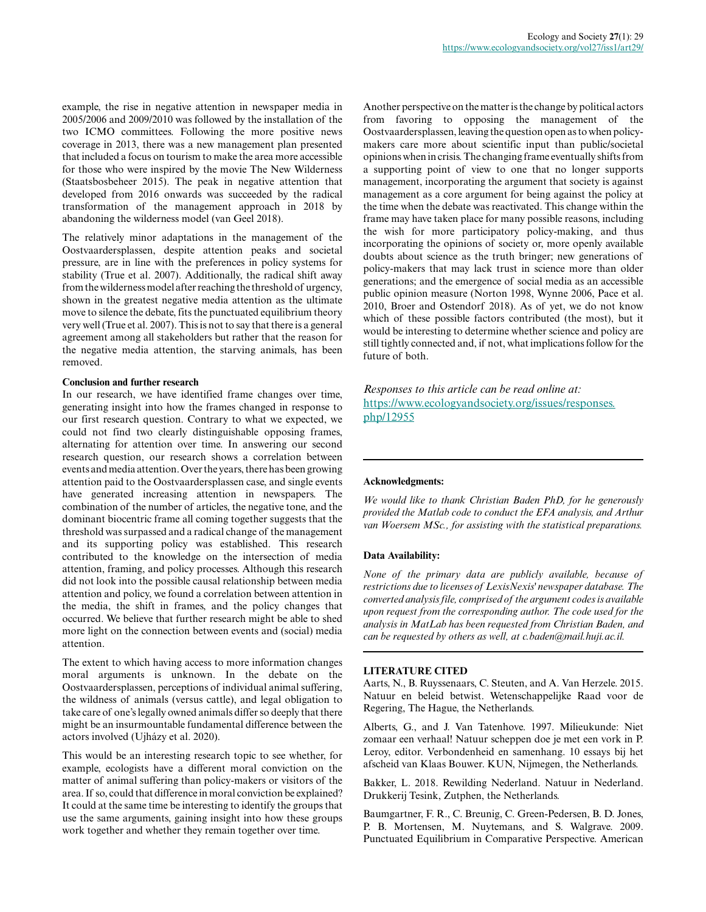example, the rise in negative attention in newspaper media in 2005/2006 and 2009/2010 was followed by the installation of the two ICMO committees. Following the more positive news coverage in 2013, there was a new management plan presented that included a focus on tourism to make the area more accessible for those who were inspired by the movie The New Wilderness (Staatsbosbeheer 2015). The peak in negative attention that developed from 2016 onwards was succeeded by the radical transformation of the management approach in 2018 by abandoning the wilderness model (van Geel 2018).

The relatively minor adaptations in the management of the Oostvaardersplassen, despite attention peaks and societal pressure, are in line with the preferences in policy systems for stability (True et al. 2007). Additionally, the radical shift away from the wilderness model after reaching the threshold of urgency, shown in the greatest negative media attention as the ultimate move to silence the debate, fits the punctuated equilibrium theory very well (True et al. 2007). This is not to say that there is a general agreement among all stakeholders but rather that the reason for the negative media attention, the starving animals, has been removed.

### Conclusion and further research

In our research, we have identified frame changes over time, generating insight into how the frames changed in response to our first research question. Contrary to what we expected, we could not find two clearly distinguishable opposing frames, alternating for attention over time. In answering our second research question, our research shows a correlation between events and media attention. Over the years, there has been growing attention paid to the Oostvaardersplassen case, and single events have generated increasing attention in newspapers. The combination of the number of articles, the negative tone, and the dominant biocentric frame all coming together suggests that the threshold was surpassed and a radical change of the management and its supporting policy was established. This research contributed to the knowledge on the intersection of media attention, framing, and policy processes. Although this research did not look into the possible causal relationship between media attention and policy, we found a correlation between attention in the media, the shift in frames, and the policy changes that occurred. We believe that further research might be able to shed more light on the connection between events and (social) media attention.

The extent to which having access to more information changes moral arguments is unknown. In the debate on the Oostvaardersplassen, perceptions of individual animal suffering, the wildness of animals (versus cattle), and legal obligation to take care of one's legally owned animals differ so deeply that there might be an insurmountable fundamental difference between the actors involved (Ujházy et al. 2020).

This would be an interesting research topic to see whether, for example, ecologists have a different moral conviction on the matter of animal suffering than policy-makers or visitors of the area. If so, could that difference in moral conviction be explained? It could at the same time be interesting to identify the groups that use the same arguments, gaining insight into how these groups work together and whether they remain together over time.

Another perspective on the matter is the change by political actors from favoring to opposing the management of the Oostvaardersplassen, leaving the question open as to when policy-makers care more about scientific input than public/societal opinions when in crisis. The changing frame eventually shifts from a supporting point of view to one that no longer supports management, incorporating the argument that society is against management as a core argument for being against the policy at the time when the debate was reactivated. This change within the frame may have taken place for many possible reasons, including the wish for more participatory policy-making, and thus incorporating the opinions of society or, more openly available doubts about science as the truth bringer; new generations of policy-makers that may lack trust in science more than older generations; and the emergence of social media as an accessible public opinion measure (Norton 1998, Wynne 2006, Pace et al. 2010, Broer and Ostendorf 2018). As of yet, we do not know which of these possible factors contributed (the most), but it would be interesting to determine whether science and policy are still tightly connected and, if not, what implications follow for the future of both.

*Responses to this article can be read online at:*
https://www.ecologyandsociety.org/issues/responses.php/12955

---

**Acknowledgments:**

*We would like to thank Christian Baden PhD, for he generously provided the Matlab code to conduct the EFA analysis, and Arthur van Woersem MSc., for assisting with the statistical preparations.*

**Data Availability:**

*None of the primary data are publicly available, because of restrictions due to licenses of LexisNexis' newspaper database. The converted analysis file, comprised of the argument codes is available upon request from the corresponding author. The code used for the analysis in MatLab has been requested from Christian Baden, and can be requested by others as well, at c.baden@mail.huji.ac.il.*

---

### LITERATURE CITED

Aarts, N., B. Ruyssenaars, C. Steuten, and A. Van Herzele. 2015. Natuur en beleid betwist. Wetenschappelijke Raad voor de Regering, The Hague, the Netherlands.

Alberts, G., and J. Van Tatenhove. 1997. Milieukunde: Niet zomaar een verhaal! Natuur scheppen doe je met een vork in P. Leroy, editor. Verbondenheid en samenhang. 10 essays bij het afscheid van Klaas Bouwer. KUN, Nijmegen, the Netherlands.

Bakker, L. 2018. Rewilding Nederland. Natuur in Nederland. Drukkerij Tesink, Zutphen, the Netherlands.

Baumgartner, F. R., C. Breunig, C. Green-Pedersen, B. D. Jones, P. B. Mortensen, M. Nuytemans, and S. Walgrave. 2009. Punctuated Equilibrium in Comparative Perspective. American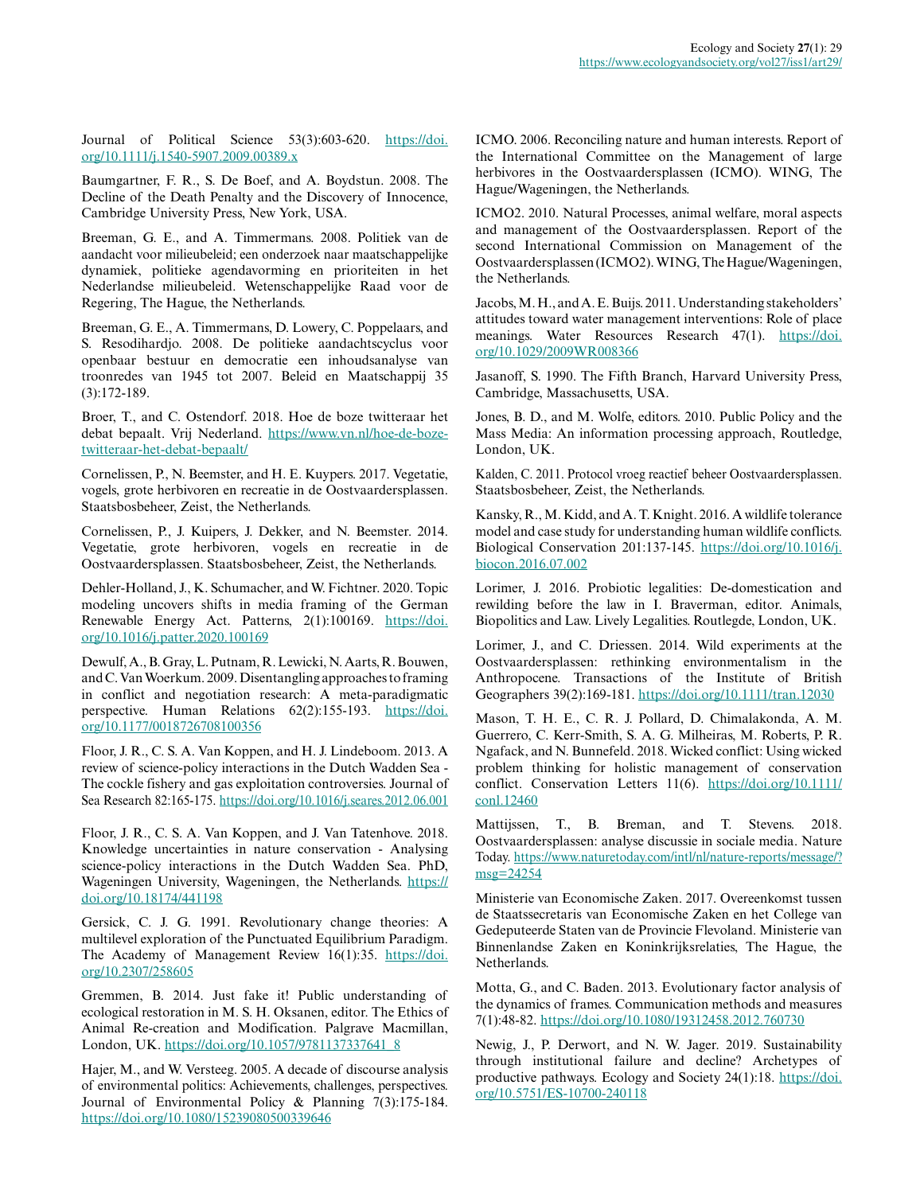Journal of Political Science 53(3):603-620. https://doi.org/10.1111/j.1540-5907.2009.00389.x

Baumgartner, F. R., S. De Boef, and A. Boydstun. 2008. The Decline of the Death Penalty and the Discovery of Innocence, Cambridge University Press, New York, USA.

Breeman, G. E., and A. Timmermans. 2008. Politiek van de aandacht voor milieubeleid; een onderzoek naar maatschappelijke dynamiek, politieke agendavorming en prioriteiten in het Nederlandse milieubeleid. Wetenschappelijke Raad voor de Regering, The Hague, the Netherlands.

Breeman, G. E., A. Timmermans, D. Lowery, C. Poppelaars, and S. Resodihardjo. 2008. De politieke aandachtscyclus voor openbaar bestuur en democratie een inhoudsanalyse van troonredes van 1945 tot 2007. Beleid en Maatschappij 35 (3):172-189.

Broer, T., and C. Ostendorf. 2018. Hoe de boze twitteraar het debat bepaalt. Vrij Nederland. https://www.vn.nl/hoe-de-boze-twitteraar-het-debat-bepaalt/

Cornelissen, P., N. Beemster, and H. E. Kuypers. 2017. Vegetatie, vogels, grote herbivoren en recreatie in de Oostvaardersplassen. Staatsbosbeheer, Zeist, the Netherlands.

Cornelissen, P., J. Kuipers, J. Dekker, and N. Beemster. 2014. Vegetatie, grote herbivoren, vogels en recreatie in de Oostvaardersplassen. Staatsbosbeheer, Zeist, the Netherlands.

Dehler-Holland, J., K. Schumacher, and W. Fichtner. 2020. Topic modeling uncovers shifts in media framing of the German Renewable Energy Act. Patterns, 2(1):100169. https://doi.org/10.1016/j.patter.2020.100169

Dewulf, A., B. Gray, L. Putnam, R. Lewicki, N. Aarts, R. Bouwen, and C. Van Woerkum. 2009. Disentangling approaches to framing in conflict and negotiation research: A meta-paradigmatic perspective. Human Relations 62(2):155-193. https://doi.org/10.1177/0018726708100356

Floor, J. R., C. S. A. Van Koppen, and H. J. Lindeboom. 2013. A review of science-policy interactions in the Dutch Wadden Sea - The cockle fishery and gas exploitation controversies. Journal of Sea Research 82:165-175. https://doi.org/10.1016/j.seares.2012.06.001

Floor, J. R., C. S. A. Van Koppen, and J. Van Tatenhove. 2018. Knowledge uncertainties in nature conservation - Analysing science-policy interactions in the Dutch Wadden Sea. PhD, Wageningen University, Wageningen, the Netherlands. https://doi.org/10.18174/441198

Gersick, C. J. G. 1991. Revolutionary change theories: A multilevel exploration of the Punctuated Equilibrium Paradigm. The Academy of Management Review 16(1):35. https://doi.org/10.2307/258605

Gremmen, B. 2014. Just fake it! Public understanding of ecological restoration in M. S. H. Oksanen, editor. The Ethics of Animal Re-creation and Modification. Palgrave Macmillan, London, UK. https://doi.org/10.1057/9781137337641_8

Hajer, M., and W. Versteeg. 2005. A decade of discourse analysis of environmental politics: Achievements, challenges, perspectives. Journal of Environmental Policy & Planning 7(3):175-184. https://doi.org/10.1080/15239080500339646

ICMO. 2006. Reconciling nature and human interests. Report of the International Committee on the Management of large herbivores in the Oostvaardersplassen (ICMO). WING, The Hague/Wageningen, the Netherlands.

ICMO2. 2010. Natural Processes, animal welfare, moral aspects and management of the Oostvaardersplassen. Report of the second International Commission on Management of the Oostvaardersplassen (ICMO2). WING, The Hague/Wageningen, the Netherlands.

Jacobs, M. H., and A. E. Buijs. 2011. Understanding stakeholders' attitudes toward water management interventions: Role of place meanings. Water Resources Research 47(1). https://doi.org/10.1029/2009WR008366

Jasanoff, S. 1990. The Fifth Branch, Harvard University Press, Cambridge, Massachusetts, USA.

Jones, B. D., and M. Wolfe, editors. 2010. Public Policy and the Mass Media: An information processing approach, Routledge, London, UK.

Kalden, C. 2011. Protocol vroeg reactief beheer Oostvaardersplassen. Staatsbosbeheer, Zeist, the Netherlands.

Kansky, R., M. Kidd, and A. T. Knight. 2016. A wildlife tolerance model and case study for understanding human wildlife conflicts. Biological Conservation 201:137-145. https://doi.org/10.1016/j.biocon.2016.07.002

Lorimer, J. 2016. Probiotic legalities: De-domestication and rewilding before the law in I. Braverman, editor. Animals, Biopolitics and Law. Lively Legalities. Routlegde, London, UK.

Lorimer, J., and C. Driessen. 2014. Wild experiments at the Oostvaardersplassen: rethinking environmentalism in the Anthropocene. Transactions of the Institute of British Geographers 39(2):169-181. https://doi.org/10.1111/tran.12030

Mason, T. H. E., C. R. J. Pollard, D. Chimalakonda, A. M. Guerrero, C. Kerr-Smith, S. A. G. Milheiras, M. Roberts, P. R. Ngafack, and N. Bunnefeld. 2018. Wicked conflict: Using wicked problem thinking for holistic management of conservation conflict. Conservation Letters 11(6). https://doi.org/10.1111/conl.12460

Mattijssen, T., B. Breman, and T. Stevens. 2018. Oostvaardersplassen: analyse discussie in sociale media. Nature Today. https://www.naturetoday.com/intl/nl/nature-reports/message/?msg=24254

Ministerie van Economische Zaken. 2017. Overeenkomst tussen de Staatssecretaris van Economische Zaken en het College van Gedeputeerde Staten van de Provincie Flevoland. Ministerie van Binnenlandse Zaken en Koninkrijksrelaties, The Hague, the Netherlands.

Motta, G., and C. Baden. 2013. Evolutionary factor analysis of the dynamics of frames. Communication methods and measures 7(1):48-82. https://doi.org/10.1080/19312458.2012.760730

Newig, J., P. Derwort, and N. W. Jager. 2019. Sustainability through institutional failure and decline? Archetypes of productive pathways. Ecology and Society 24(1):18. https://doi.org/10.5751/ES-10700-240118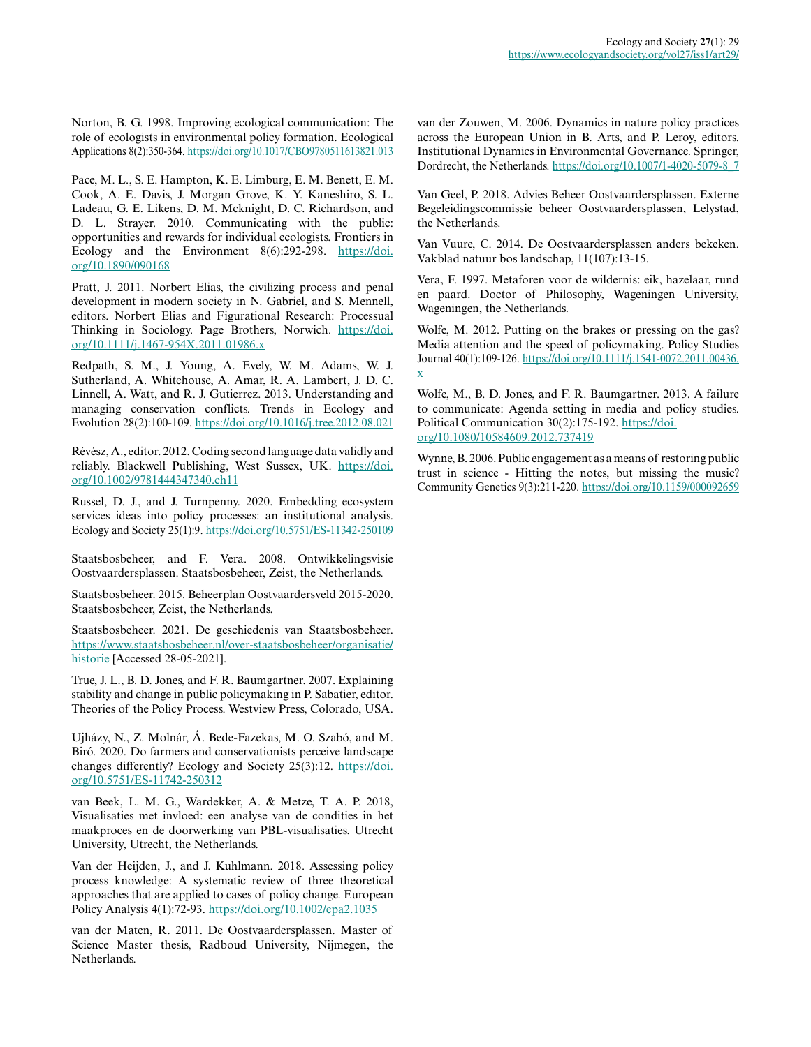Norton, B. G. 1998. Improving ecological communication: The role of ecologists in environmental policy formation. Ecological Applications 8(2):350-364. https://doi.org/10.1017/CBO9780511613821.013

Pace, M. L., S. E. Hampton, K. E. Limburg, E. M. Benett, E. M. Cook, A. E. Davis, J. Morgan Grove, K. Y. Kaneshiro, S. L. Ladeau, G. E. Likens, D. M. Mcknight, D. C. Richardson, and D. L. Strayer. 2010. Communicating with the public: opportunities and rewards for individual ecologists. Frontiers in Ecology and the Environment 8(6):292-298. https://doi.org/10.1890/090168

Pratt, J. 2011. Norbert Elias, the civilizing process and penal development in modern society in N. Gabriel, and S. Mennell, editors. Norbert Elias and Figurational Research: Processual Thinking in Sociology. Page Brothers, Norwich. https://doi.org/10.1111/j.1467-954X.2011.01986.x

Redpath, S. M., J. Young, A. Evely, W. M. Adams, W. J. Sutherland, A. Whitehouse, A. Amar, R. A. Lambert, J. D. C. Linnell, A. Watt, and R. J. Gutierrez. 2013. Understanding and managing conservation conflicts. Trends in Ecology and Evolution 28(2):100-109. https://doi.org/10.1016/j.tree.2012.08.021

Révész, A., editor. 2012. Coding second language data validly and reliably. Blackwell Publishing, West Sussex, UK. https://doi.org/10.1002/9781444347340.ch11

Russel, D. J., and J. Turnpenny. 2020. Embedding ecosystem services ideas into policy processes: an institutional analysis. Ecology and Society 25(1):9. https://doi.org/10.5751/ES-11342-250109

Staatsbosbeheer, and F. Vera. 2008. Ontwikkelingsvisie Oostvaardersplassen. Staatsbosbeheer, Zeist, the Netherlands.

Staatsbosbeheer. 2015. Beheerplan Oostvaardersveld 2015-2020. Staatsbosbeheer, Zeist, the Netherlands.

Staatsbosbeheer. 2021. De geschiedenis van Staatsbosbeheer. https://www.staatsbosbeheer.nl/over-staatsbosbeheer/organisatie/historie [Accessed 28-05-2021].

True, J. L., B. D. Jones, and F. R. Baumgartner. 2007. Explaining stability and change in public policymaking in P. Sabatier, editor. Theories of the Policy Process. Westview Press, Colorado, USA.

Ujházy, N., Z. Molnár, Á. Bede-Fazekas, M. O. Szabó, and M. Biró. 2020. Do farmers and conservationists perceive landscape changes differently? Ecology and Society 25(3):12. https://doi.org/10.5751/ES-11742-250312

van Beek, L. M. G., Wardekker, A. & Metze, T. A. P. 2018, Visualisaties met invloed: een analyse van de condities in het maakproces en de doorwerking van PBL-visualisaties. Utrecht University, Utrecht, the Netherlands.

Van der Heijden, J., and J. Kuhlmann. 2018. Assessing policy process knowledge: A systematic review of three theoretical approaches that are applied to cases of policy change. European Policy Analysis 4(1):72-93. https://doi.org/10.1002/epa2.1035

van der Maten, R. 2011. De Oostvaardersplassen. Master of Science Master thesis, Radboud University, Nijmegen, the Netherlands.

van der Zouwen, M. 2006. Dynamics in nature policy practices across the European Union in B. Arts, and P. Leroy, editors. Institutional Dynamics in Environmental Governance. Springer, Dordrecht, the Netherlands. https://doi.org/10.1007/1-4020-5079-8_7

Van Geel, P. 2018. Advies Beheer Oostvaardersplassen. Externe Begeleidingscommissie beheer Oostvaardersplassen, Lelystad, the Netherlands.

Van Vuure, C. 2014. De Oostvaardersplassen anders bekeken. Vakblad natuur bos landschap, 11(107):13-15.

Vera, F. 1997. Metaforen voor de wildernis: eik, hazelaar, rund en paard. Doctor of Philosophy, Wageningen University, Wageningen, the Netherlands.

Wolfe, M. 2012. Putting on the brakes or pressing on the gas? Media attention and the speed of policymaking. Policy Studies Journal 40(1):109-126. https://doi.org/10.1111/j.1541-0072.2011.00436.x

Wolfe, M., B. D. Jones, and F. R. Baumgartner. 2013. A failure to communicate: Agenda setting in media and policy studies. Political Communication 30(2):175-192. https://doi.org/10.1080/10584609.2012.737419

Wynne, B. 2006. Public engagement as a means of restoring public trust in science - Hitting the notes, but missing the music? Community Genetics 9(3):211-220. https://doi.org/10.1159/000092659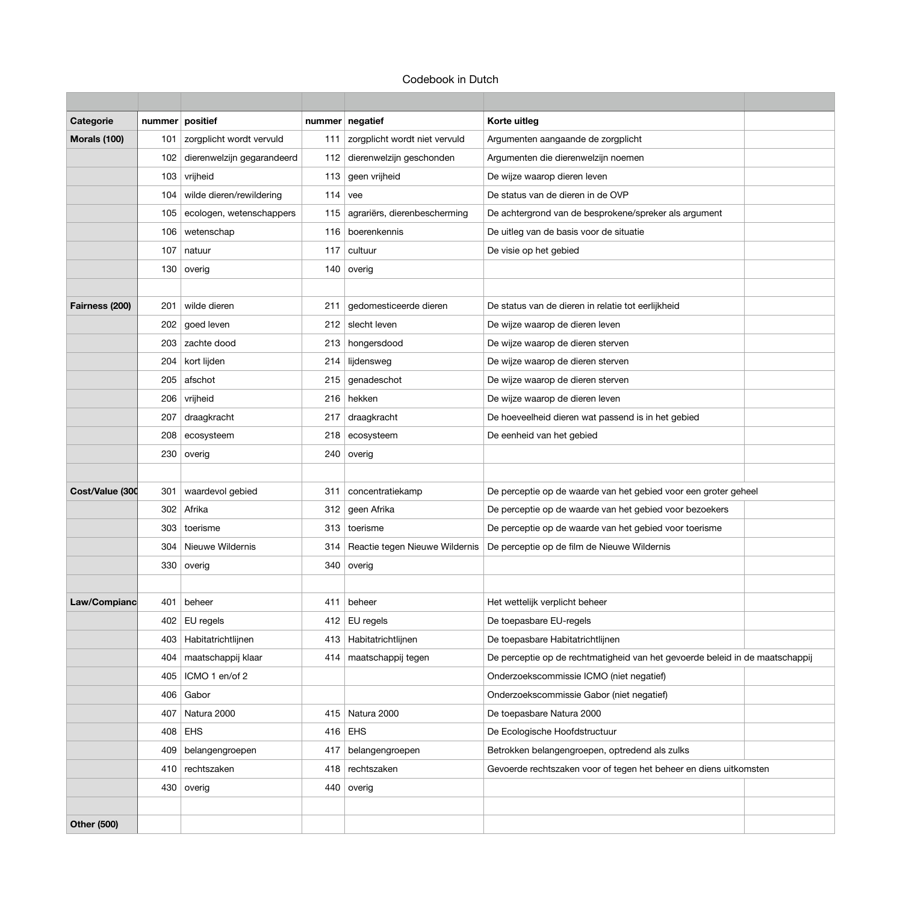Codebook in Dutch

| Categorie | nummer | positief | nummer | negatief | Korte uitleg | |
|---|---|---|---|---|---|---|
| Morals (100) | 101 | zorgplicht wordt vervuld | 111 | zorgplicht wordt niet vervuld | Argumenten aangaande de zorgplicht | |
| | 102 | dierenwelzijn gegarandeerd | 112 | dierenwelzijn geschonden | Argumenten die dierenwelzijn noemen | |
| | 103 | vrijheid | 113 | geen vrijheid | De wijze waarop dieren leven | |
| | 104 | wilde dieren/rewildering | 114 | vee | De status van de dieren in de OVP | |
| | 105 | ecologen, wetenschappers | 115 | agrariërs, dierenbescherming | De achtergrond van de besprokene/spreker als argument | |
| | 106 | wetenschap | 116 | boerenkennis | De uitleg van de basis voor de situatie | |
| | 107 | natuur | 117 | cultuur | De visie op het gebied | |
| | 130 | overig | 140 | overig | | |
| | | | | | | |
| Fairness (200) | 201 | wilde dieren | 211 | gedomesticeerde dieren | De status van de dieren in relatie tot eerlijkheid | |
| | 202 | goed leven | 212 | slecht leven | De wijze waarop de dieren leven | |
| | 203 | zachte dood | 213 | hongersdood | De wijze waarop de dieren sterven | |
| | 204 | kort lijden | 214 | lijdensweg | De wijze waarop de dieren sterven | |
| | 205 | afschot | 215 | genadeschot | De wijze waarop de dieren sterven | |
| | 206 | vrijheid | 216 | hekken | De wijze waarop de dieren leven | |
| | 207 | draagkracht | 217 | draagkracht | De hoeveelheid dieren wat passend is in het gebied | |
| | 208 | ecosysteem | 218 | ecosysteem | De eenheid van het gebied | |
| | 230 | overig | 240 | overig | | |
| | | | | | | |
| Cost/Value (300 | 301 | waardevol gebied | 311 | concentratiekamp | De perceptie op de waarde van het gebied voor een groter geheel | |
| | 302 | Afrika | 312 | geen Afrika | De perceptie op de waarde van het gebied voor bezoekers | |
| | 303 | toerisme | 313 | toerisme | De perceptie op de waarde van het gebied voor toerisme | |
| | 304 | Nieuwe Wildernis | 314 | Reactie tegen Nieuwe Wildernis | De perceptie op de film de Nieuwe Wildernis | |
| | 330 | overig | 340 | overig | | |
| | | | | | | |
| Law/Complianc | 401 | beheer | 411 | beheer | Het wettelijk verplicht beheer | |
| | 402 | EU regels | 412 | EU regels | De toepasbare EU-regels | |
| | 403 | Habitatrichtlijnen | 413 | Habitatrichtlijnen | De toepasbare Habitatrichtlijnen | |
| | 404 | maatschappij klaar | 414 | maatschappij tegen | De perceptie op de rechtmatigheid van het gevoerde beleid in de maatschappij | |
| | 405 | ICMO 1 en/of 2 | | | Onderzoekscommissie ICMO (niet negatief) | |
| | 406 | Gabor | | | Onderzoekscommissie Gabor (niet negatief) | |
| | 407 | Natura 2000 | 415 | Natura 2000 | De toepasbare Natura 2000 | |
| | 408 | EHS | 416 | EHS | De Ecologische Hoofdstructuur | |
| | 409 | belangengroepen | 417 | belangengroepen | Betrokken belangengroepen, optredend als zulks | |
| | 410 | rechtszaken | 418 | rechtszaken | Gevoerde rechtszaken voor of tegen het beheer en diens uitkomsten | |
| | 430 | overig | 440 | overig | | |
| | | | | | | |
| Other (500) | | | | | | |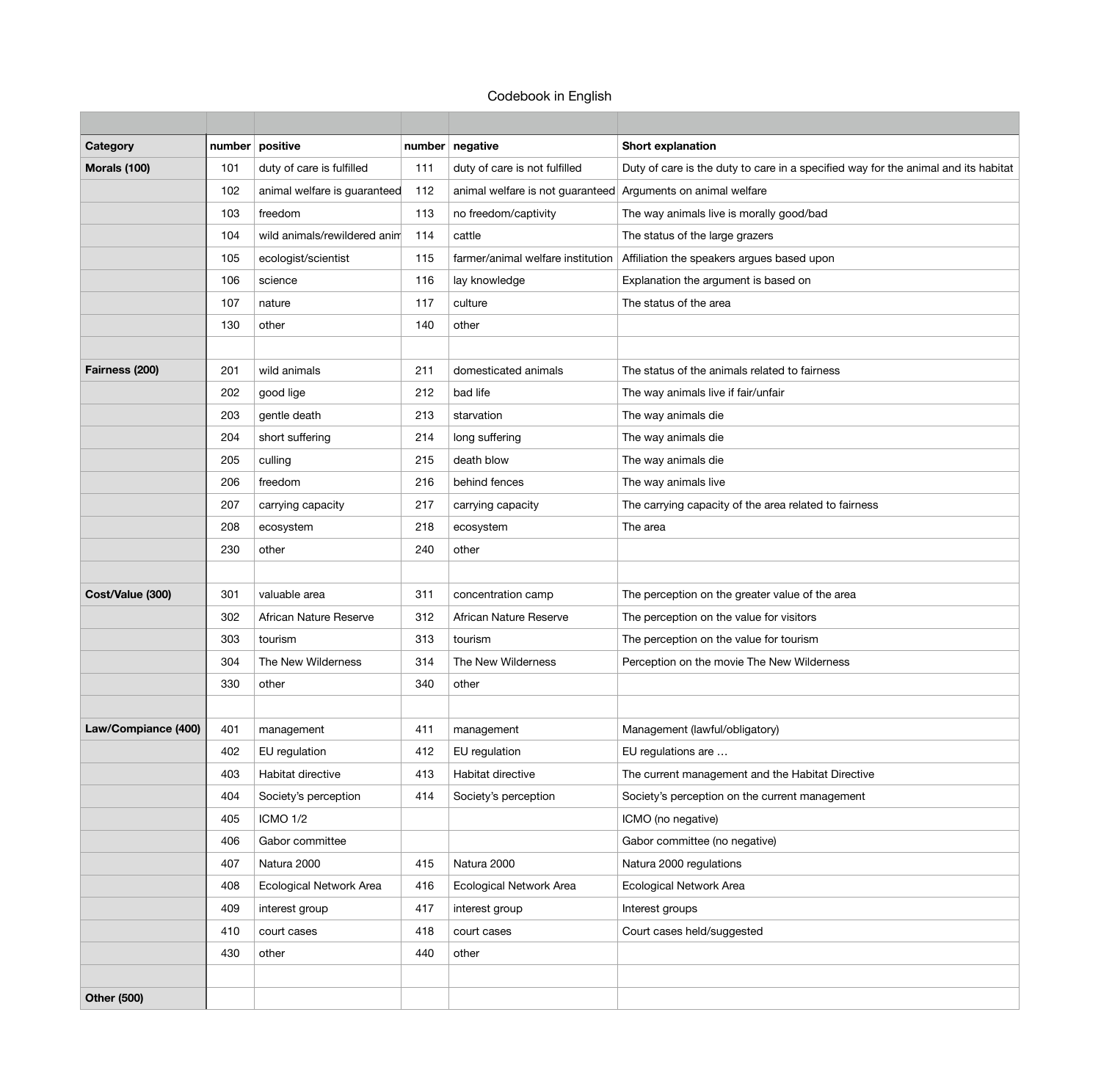Codebook in English

| | | | | | |
|---|---|---|---|---|---|
| **Category** | **number** | **positive** | **number** | **negative** | **Short explanation** |
| **Morals (100)** | 101 | duty of care is fulfilled | 111 | duty of care is not fulfilled | Duty of care is the duty to care in a specified way for the animal and its habitat |
| | 102 | animal welfare is guaranteed | 112 | animal welfare is not guaranteed | Arguments on animal welfare |
| | 103 | freedom | 113 | no freedom/captivity | The way animals live is morally good/bad |
| | 104 | wild animals/rewildered anim | 114 | cattle | The status of the large grazers |
| | 105 | ecologist/scientist | 115 | farmer/animal welfare institution | Affiliation the speakers argues based upon |
| | 106 | science | 116 | lay knowledge | Explanation the argument is based on |
| | 107 | nature | 117 | culture | The status of the area |
| | 130 | other | 140 | other | |
| | | | | | |
| **Fairness (200)** | 201 | wild animals | 211 | domesticated animals | The status of the animals related to fairness |
| | 202 | good lige | 212 | bad life | The way animals live if fair/unfair |
| | 203 | gentle death | 213 | starvation | The way animals die |
| | 204 | short suffering | 214 | long suffering | The way animals die |
| | 205 | culling | 215 | death blow | The way animals die |
| | 206 | freedom | 216 | behind fences | The way animals live |
| | 207 | carrying capacity | 217 | carrying capacity | The carrying capacity of the area related to fairness |
| | 208 | ecosystem | 218 | ecosystem | The area |
| | 230 | other | 240 | other | |
| | | | | | |
| **Cost/Value (300)** | 301 | valuable area | 311 | concentration camp | The perception on the greater value of the area |
| | 302 | African Nature Reserve | 312 | African Nature Reserve | The perception on the value for visitors |
| | 303 | tourism | 313 | tourism | The perception on the value for tourism |
| | 304 | The New Wilderness | 314 | The New Wilderness | Perception on the movie The New Wilderness |
| | 330 | other | 340 | other | |
| | | | | | |
| **Law/Compiance (400)** | 401 | management | 411 | management | Management (lawful/obligatory) |
| | 402 | EU regulation | 412 | EU regulation | EU regulations are … |
| | 403 | Habitat directive | 413 | Habitat directive | The current management and the Habitat Directive |
| | 404 | Society's perception | 414 | Society's perception | Society's perception on the current management |
| | 405 | ICMO 1/2 | | | ICMO (no negative) |
| | 406 | Gabor committee | | | Gabor committee (no negative) |
| | 407 | Natura 2000 | 415 | Natura 2000 | Natura 2000 regulations |
| | 408 | Ecological Network Area | 416 | Ecological Network Area | Ecological Network Area |
| | 409 | interest group | 417 | interest group | Interest groups |
| | 410 | court cases | 418 | court cases | Court cases held/suggested |
| | 430 | other | 440 | other | |
| | | | | | |
| **Other (500)** | | | | | |